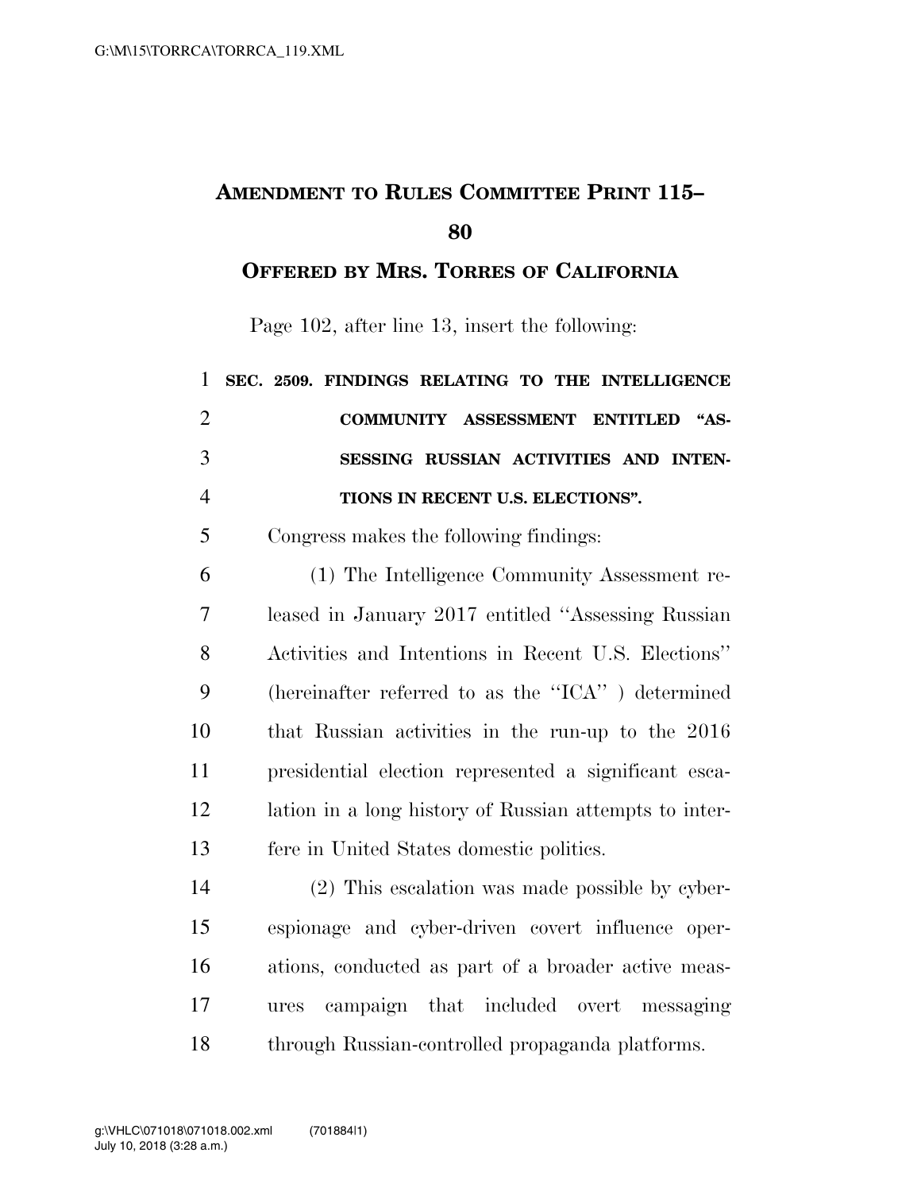# AMENDMENT TO RULES COMMITTEE PRINT 115–80

## OFFERED BY MRS. TORRES OF CALIFORNIA

Page 102, after line 13, insert the following:

**SEC. 2509. FINDINGS RELATING TO THE INTELLIGENCE COMMUNITY ASSESSMENT ENTITLED "ASSESSING RUSSIAN ACTIVITIES AND INTENTIONS IN RECENT U.S. ELECTIONS".**

Congress makes the following findings:

(1) The Intelligence Community Assessment released in January 2017 entitled ''Assessing Russian Activities and Intentions in Recent U.S. Elections'' (hereinafter referred to as the ''ICA'' ) determined that Russian activities in the run-up to the 2016 presidential election represented a significant escalation in a long history of Russian attempts to interfere in United States domestic politics.

(2) This escalation was made possible by cyber-espionage and cyber-driven covert influence operations, conducted as part of a broader active measures campaign that included overt messaging through Russian-controlled propaganda platforms.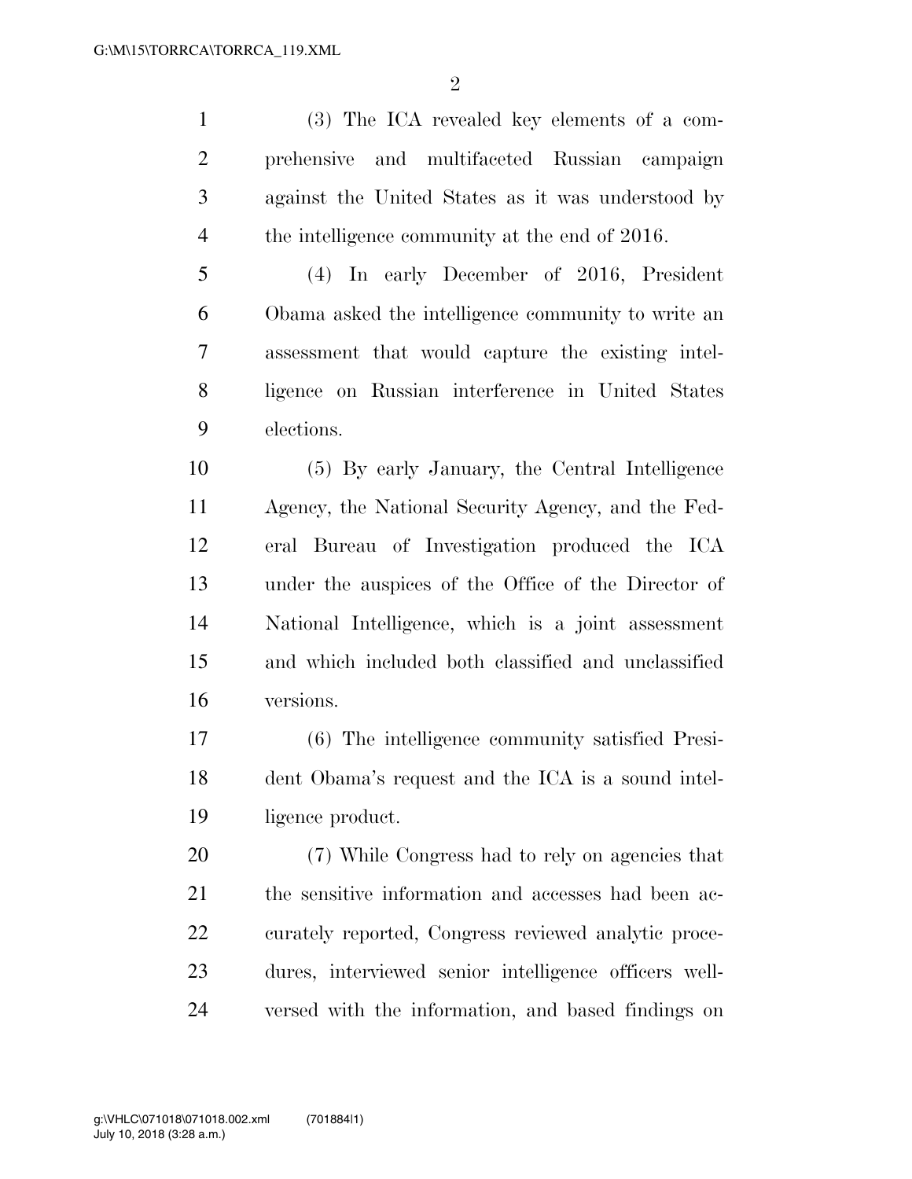(3) The ICA revealed key elements of a comprehensive and multifaceted Russian campaign against the United States as it was understood by the intelligence community at the end of 2016.

(4) In early December of 2016, President Obama asked the intelligence community to write an assessment that would capture the existing intelligence on Russian interference in United States elections.

(5) By early January, the Central Intelligence Agency, the National Security Agency, and the Federal Bureau of Investigation produced the ICA under the auspices of the Office of the Director of National Intelligence, which is a joint assessment and which included both classified and unclassified versions.

(6) The intelligence community satisfied President Obama's request and the ICA is a sound intelligence product.

(7) While Congress had to rely on agencies that the sensitive information and accesses had been accurately reported, Congress reviewed analytic procedures, interviewed senior intelligence officers well-versed with the information, and based findings on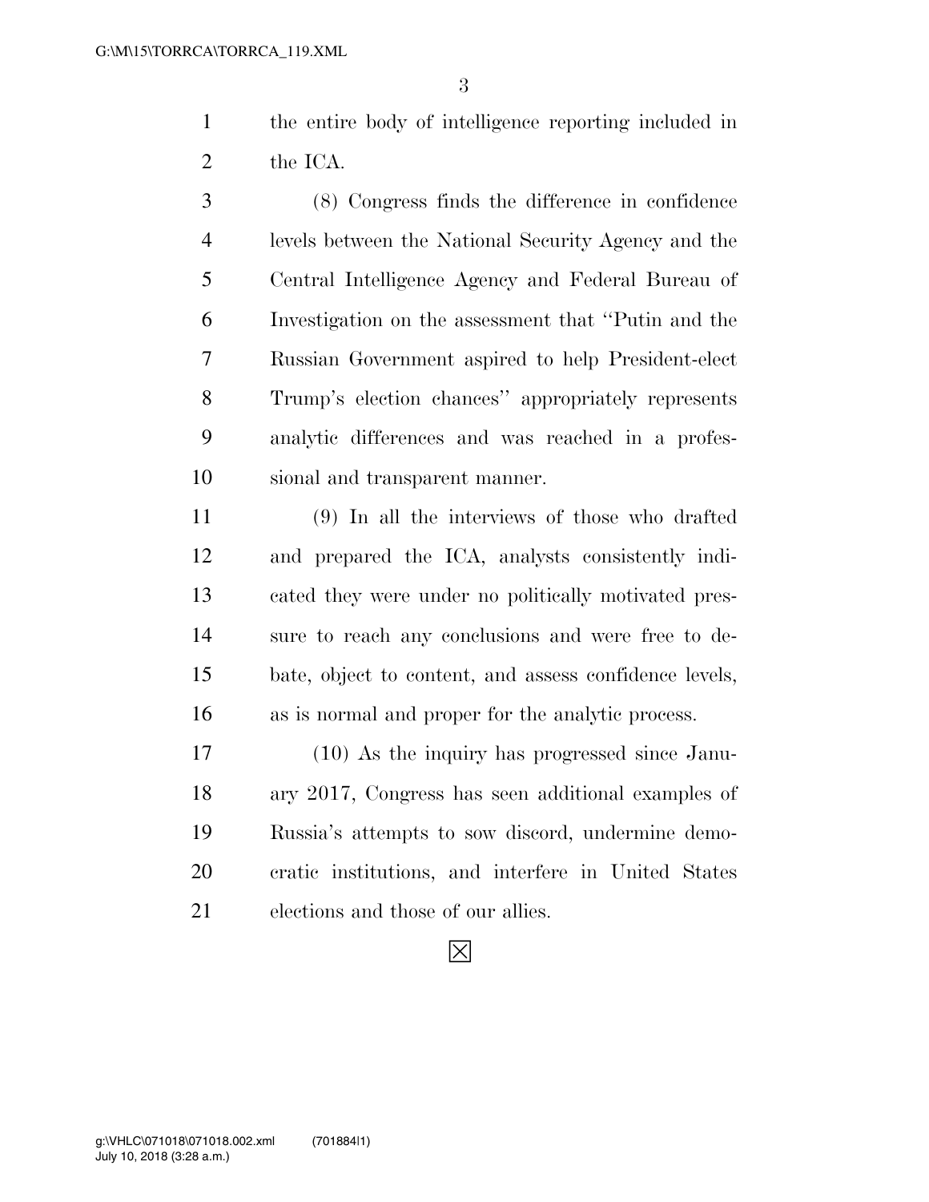the entire body of intelligence reporting included in the ICA.

(8) Congress finds the difference in confidence levels between the National Security Agency and the Central Intelligence Agency and Federal Bureau of Investigation on the assessment that "Putin and the Russian Government aspired to help President-elect Trump's election chances" appropriately represents analytic differences and was reached in a professional and transparent manner.

(9) In all the interviews of those who drafted and prepared the ICA, analysts consistently indicated they were under no politically motivated pressure to reach any conclusions and were free to debate, object to content, and assess confidence levels, as is normal and proper for the analytic process.

(10) As the inquiry has progressed since January 2017, Congress has seen additional examples of Russia's attempts to sow discord, undermine democratic institutions, and interfere in United States elections and those of our allies.